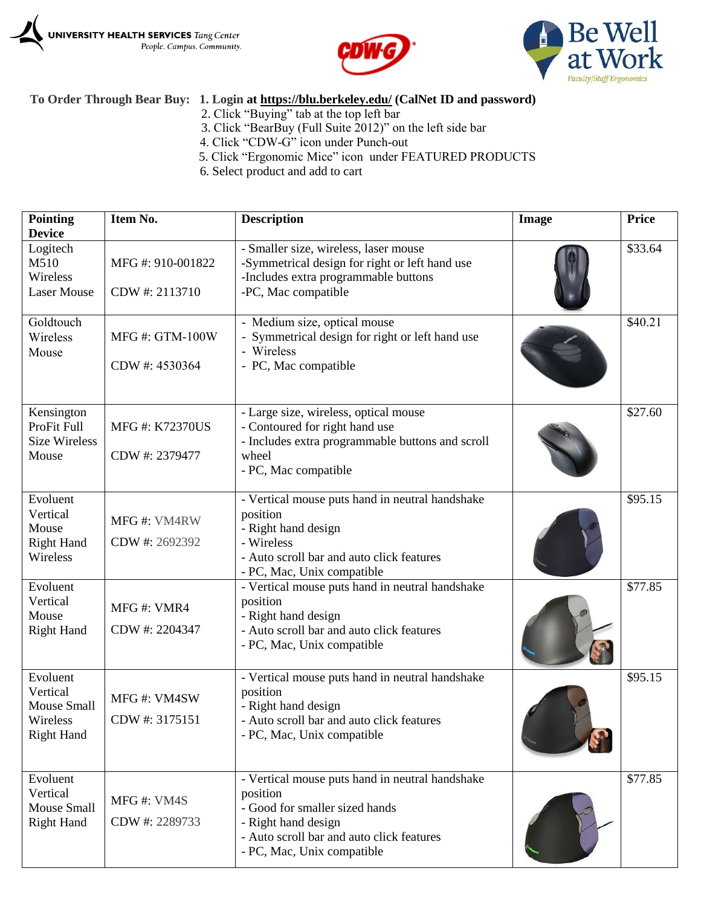UNIVERSITY HEALTH SERVICES *Tang Center*
*People. Campus. Community.*

Be Well at Work
*Faculty/Staff Ergonomics*

**To Order Through Bear Buy:** **1. Login at https://blu.berkeley.edu/ (CalNet ID and password)**

2. Click "Buying" tab at the top left bar
3. Click "BearBuy (Full Suite 2012)" on the left side bar
4. Click "CDW-G" icon under Punch-out
5. Click "Ergonomic Mice" icon under FEATURED PRODUCTS
6. Select product and add to cart

| Pointing Device | Item No. | Description | Image | Price |
|---|---|---|---|---|
| Logitech M510 Wireless Laser Mouse | MFG #: 910-001822<br>CDW #: 2113710 | - Smaller size, wireless, laser mouse<br>-Symmetrical design for right or left hand use<br>-Includes extra programmable buttons<br>-PC, Mac compatible | | $33.64 |
| Goldtouch Wireless Mouse | MFG #: GTM-100W<br>CDW #: 4530364 | - Medium size, optical mouse<br>- Symmetrical design for right or left hand use<br>- Wireless<br>- PC, Mac compatible | | $40.21 |
| Kensington ProFit Full Size Wireless Mouse | MFG #: K72370US<br>CDW #: 2379477 | - Large size, wireless, optical mouse<br>- Contoured for right hand use<br>- Includes extra programmable buttons and scroll wheel<br>- PC, Mac compatible | | $27.60 |
| Evoluent Vertical Mouse Right Hand Wireless | MFG #: VM4RW<br>CDW #: 2692392 | - Vertical mouse puts hand in neutral handshake position<br>- Right hand design<br>- Wireless<br>- Auto scroll bar and auto click features<br>- PC, Mac, Unix compatible | | $95.15 |
| Evoluent Vertical Mouse Right Hand | MFG #: VMR4<br>CDW #: 2204347 | - Vertical mouse puts hand in neutral handshake position<br>- Right hand design<br>- Auto scroll bar and auto click features<br>- PC, Mac, Unix compatible | | $77.85 |
| Evoluent Vertical Mouse Small Wireless Right Hand | MFG #: VM4SW<br>CDW #: 3175151 | - Vertical mouse puts hand in neutral handshake position<br>- Right hand design<br>- Auto scroll bar and auto click features<br>- PC, Mac, Unix compatible | | $95.15 |
| Evoluent Vertical Mouse Small Right Hand | MFG #: VM4S<br>CDW #: 2289733 | - Vertical mouse puts hand in neutral handshake position<br>- Good for smaller sized hands<br>- Right hand design<br>- Auto scroll bar and auto click features<br>- PC, Mac, Unix compatible | | $77.85 |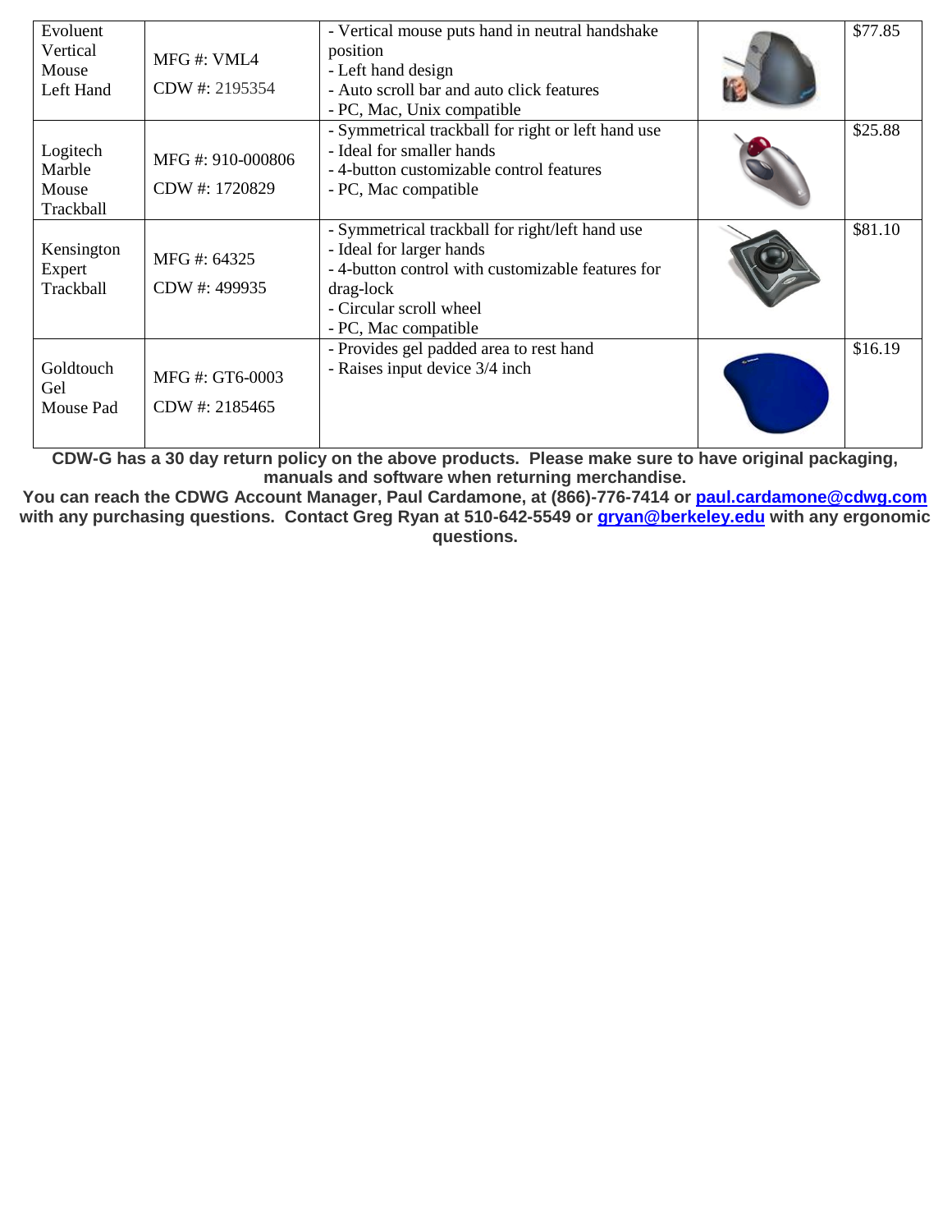| | | | | |
|---|---|---|---|---|
| Evoluent Vertical Mouse Left Hand | MFG #: VML4<br>CDW #: 2195354 | - Vertical mouse puts hand in neutral handshake position<br>- Left hand design<br>- Auto scroll bar and auto click features<br>- PC, Mac, Unix compatible | | $77.85 |
| Logitech Marble Mouse Trackball | MFG #: 910-000806<br>CDW #: 1720829 | - Symmetrical trackball for right or left hand use<br>- Ideal for smaller hands<br>- 4-button customizable control features<br>- PC, Mac compatible | | $25.88 |
| Kensington Expert Trackball | MFG #: 64325<br>CDW #: 499935 | - Symmetrical trackball for right/left hand use<br>- Ideal for larger hands<br>- 4-button control with customizable features for drag-lock<br>- Circular scroll wheel<br>- PC, Mac compatible | | $81.10 |
| Goldtouch Gel Mouse Pad | MFG #: GT6-0003<br>CDW #: 2185465 | - Provides gel padded area to rest hand<br>- Raises input device 3/4 inch | | $16.19 |

**CDW-G has a 30 day return policy on the above products. Please make sure to have original packaging, manuals and software when returning merchandise.**

**You can reach the CDWG Account Manager, Paul Cardamone, at (866)-776-7414 or paul.cardamone@cdwg.com with any purchasing questions. Contact Greg Ryan at 510-642-5549 or gryan@berkeley.edu with any ergonomic questions.**